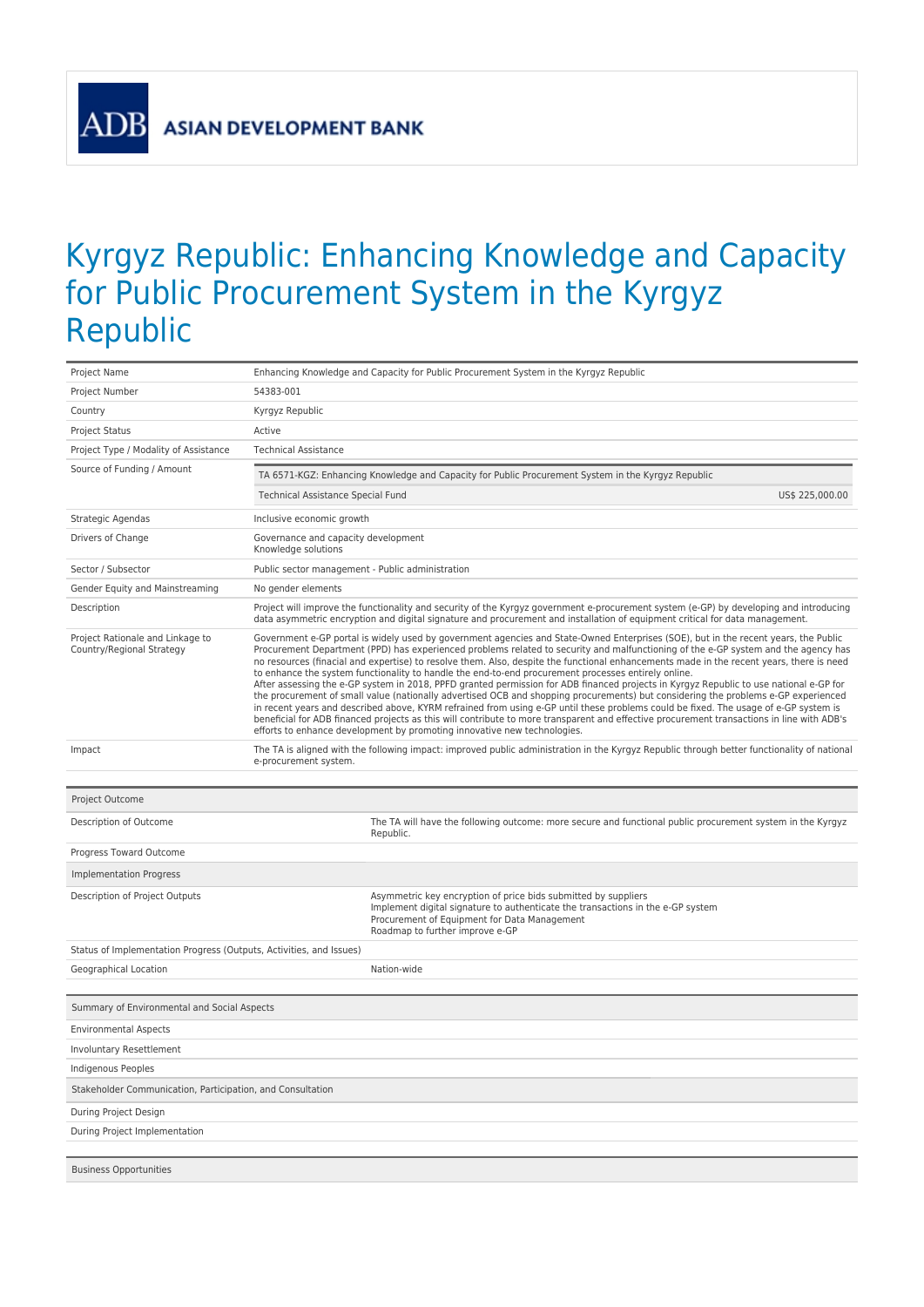ADB ASIAN DEVELOPMENT BANK

# Kyrgyz Republic: Enhancing Knowledge and Capacity for Public Procurement System in the Kyrgyz Republic

| | |
|---|---|
| Project Name | Enhancing Knowledge and Capacity for Public Procurement System in the Kyrgyz Republic |
| Project Number | 54383-001 |
| Country | Kyrgyz Republic |
| Project Status | Active |
| Project Type / Modality of Assistance | Technical Assistance |
| Source of Funding / Amount | TA 6571-KGZ: Enhancing Knowledge and Capacity for Public Procurement System in the Kyrgyz Republic<br>Technical Assistance Special Fund — US$ 225,000.00 |
| Strategic Agendas | Inclusive economic growth |
| Drivers of Change | Governance and capacity development<br>Knowledge solutions |
| Sector / Subsector | Public sector management - Public administration |
| Gender Equity and Mainstreaming | No gender elements |
| Description | Project will improve the functionality and security of the Kyrgyz government e-procurement system (e-GP) by developing and introducing data asymmetric encryption and digital signature and procurement and installation of equipment critical for data management. |
| Project Rationale and Linkage to Country/Regional Strategy | Government e-GP portal is widely used by government agencies and State-Owned Enterprises (SOE), but in the recent years, the Public Procurement Department (PPD) has experienced problems related to security and malfunctioning of the e-GP system and the agency has no resources (finacial and expertise) to resolve them. Also, despite the functional enhancements made in the recent years, there is need to enhance the system functionality to handle the end-to-end procurement processes entirely online.<br>After assessing the e-GP system in 2018, PPFD granted permission for ADB financed projects in Kyrgyz Republic to use national e-GP for the procurement of small value (nationally advertised OCB and shopping procurements) but considering the problems e-GP experienced in recent years and described above, KYRM refrained from using e-GP until these problems could be fixed. The usage of e-GP system is beneficial for ADB financed projects as this will contribute to more transparent and effective procurement transactions in line with ADB's efforts to enhance development by promoting innovative new technologies. |
| Impact | The TA is aligned with the following impact: improved public administration in the Kyrgyz Republic through better functionality of national e-procurement system. |

| Project Outcome | |
|---|---|
| Description of Outcome | The TA will have the following outcome: more secure and functional public procurement system in the Kyrgyz Republic. |
| Progress Toward Outcome | |
| **Implementation Progress** | |
| Description of Project Outputs | Asymmetric key encryption of price bids submitted by suppliers<br>Implement digital signature to authenticate the transactions in the e-GP system<br>Procurement of Equipment for Data Management<br>Roadmap to further improve e-GP |
| Status of Implementation Progress (Outputs, Activities, and Issues) | |
| Geographical Location | Nation-wide |

| Summary of Environmental and Social Aspects | |
|---|---|
| Environmental Aspects | |
| Involuntary Resettlement | |
| Indigenous Peoples | |
| **Stakeholder Communication, Participation, and Consultation** | |
| During Project Design | |
| During Project Implementation | |

| Business Opportunities |
|---|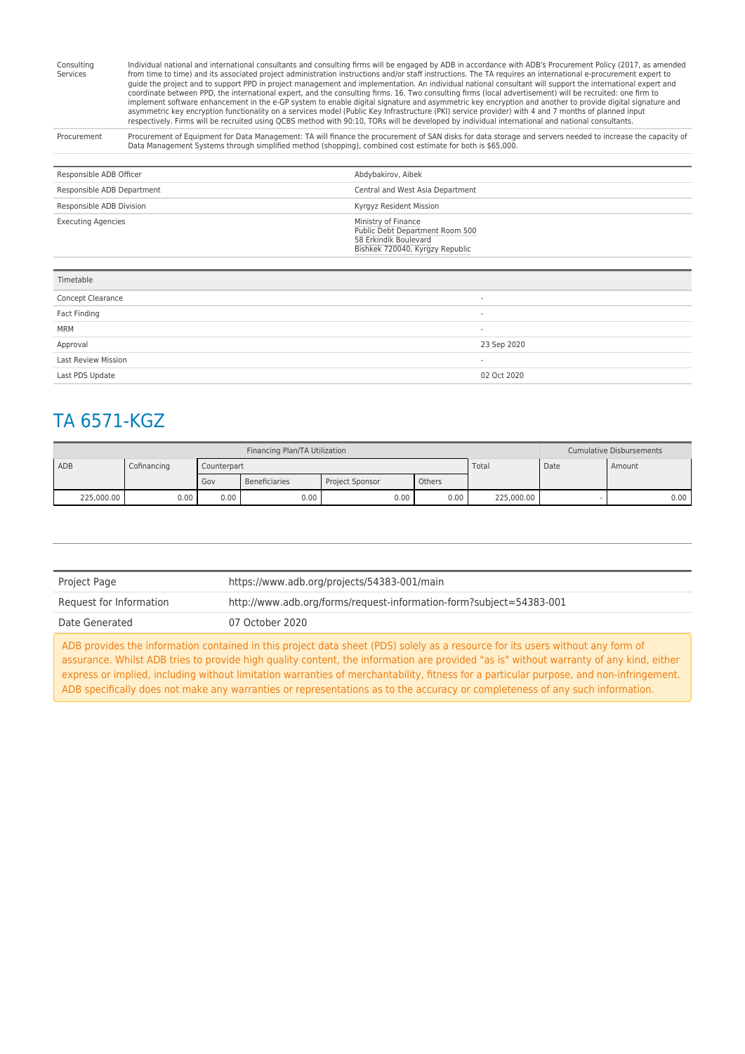| | |
|---|---|
| Consulting Services | Individual national and international consultants and consulting firms will be engaged by ADB in accordance with ADB's Procurement Policy (2017, as amended from time to time) and its associated project administration instructions and/or staff instructions. The TA requires an international e-procurement expert to guide the project and to support PPD in project management and implementation. An individual national consultant will support the international expert and coordinate between PPD, the international expert, and the consulting firms. 16. Two consulting firms (local advertisement) will be recruited: one firm to implement software enhancement in the e-GP system to enable digital signature and asymmetric key encryption and another to provide digital signature and asymmetric key encryption functionality on a services model (Public Key Infrastructure (PKI) service provider) with 4 and 7 months of planned input respectively. Firms will be recruited using QCBS method with 90:10, TORs will be developed by individual international and national consultants. |
| Procurement | Procurement of Equipment for Data Management: TA will finance the procurement of SAN disks for data storage and servers needed to increase the capacity of Data Management Systems through simplified method (shopping), combined cost estimate for both is $65,000. |

| | |
|---|---|
| Responsible ADB Officer | Abdybakirov, Aibek |
| Responsible ADB Department | Central and West Asia Department |
| Responsible ADB Division | Kyrgyz Resident Mission |
| Executing Agencies | Ministry of Finance<br>Public Debt Department Room 500<br>58 Erkindik Boulevard<br>Bishkek 720040, Kyrgzy Republic |

| Timetable | |
|---|---|
| Concept Clearance | - |
| Fact Finding | - |
| MRM | - |
| Approval | 23 Sep 2020 |
| Last Review Mission | - |
| Last PDS Update | 02 Oct 2020 |

## TA 6571-KGZ

| Financing Plan/TA Utilization | | | | | | | Cumulative Disbursements | |
|---|---|---|---|---|---|---|---|---|
| ADB | Cofinancing | Counterpart | | | | Total | Date | Amount |
| | | Gov | Beneficiaries | Project Sponsor | Others | | | |
| 225,000.00 | 0.00 | 0.00 | 0.00 | 0.00 | 0.00 | 225,000.00 | - | 0.00 |

| | |
|---|---|
| Project Page | https://www.adb.org/projects/54383-001/main |
| Request for Information | http://www.adb.org/forms/request-information-form?subject=54383-001 |
| Date Generated | 07 October 2020 |

ADB provides the information contained in this project data sheet (PDS) solely as a resource for its users without any form of assurance. Whilst ADB tries to provide high quality content, the information are provided "as is" without warranty of any kind, either express or implied, including without limitation warranties of merchantability, fitness for a particular purpose, and non-infringement. ADB specifically does not make any warranties or representations as to the accuracy or completeness of any such information.